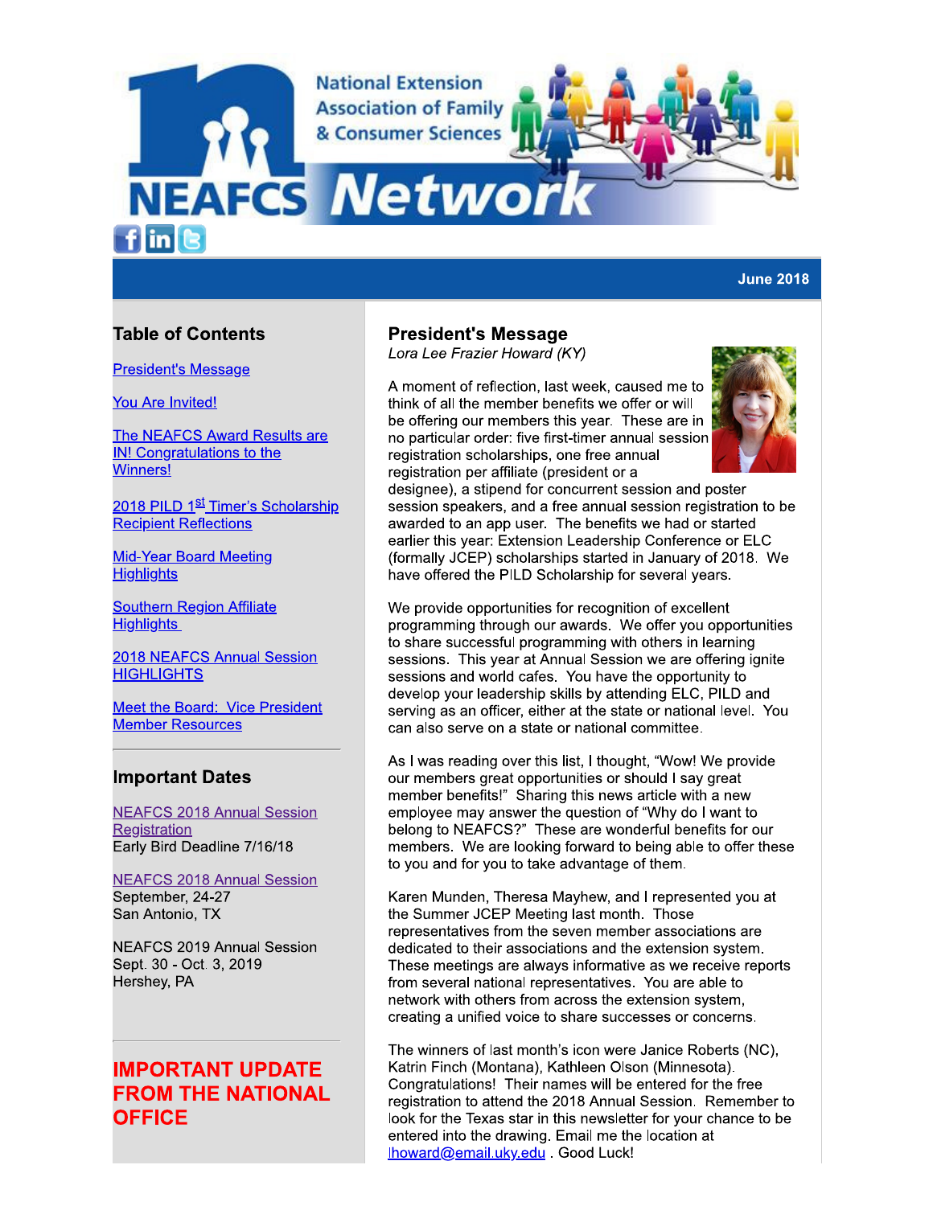National Extension Association of Family & Consumer Sciences

# NEAFCS Network

June 2018

## Table of Contents

President's Message

You Are Invited!

The NEAFCS Award Results are IN! Congratulations to the Winners!

2018 PILD 1st Timer's Scholarship Recipient Reflections

Mid-Year Board Meeting Highlights

Southern Region Affiliate Highlights

2018 NEAFCS Annual Session HIGHLIGHTS

Meet the Board: Vice President

Member Resources

## Important Dates

NEAFCS 2018 Annual Session Registration
Early Bird Deadline 7/16/18

NEAFCS 2018 Annual Session
September, 24-27
San Antonio, TX

NEAFCS 2019 Annual Session
Sept. 30 - Oct. 3, 2019
Hershey, PA

## IMPORTANT UPDATE FROM THE NATIONAL OFFICE

## President's Message

*Lora Lee Frazier Howard (KY)*

A moment of reflection, last week, caused me to think of all the member benefits we offer or will be offering our members this year. These are in no particular order: five first-timer annual session registration scholarships, one free annual registration per affiliate (president or a designee), a stipend for concurrent session and poster session speakers, and a free annual session registration to be awarded to an app user. The benefits we had or started earlier this year: Extension Leadership Conference or ELC (formally JCEP) scholarships started in January of 2018. We have offered the PILD Scholarship for several years.

We provide opportunities for recognition of excellent programming through our awards. We offer you opportunities to share successful programming with others in learning sessions. This year at Annual Session we are offering ignite sessions and world cafes. You have the opportunity to develop your leadership skills by attending ELC, PILD and serving as an officer, either at the state or national level. You can also serve on a state or national committee.

As I was reading over this list, I thought, "Wow! We provide our members great opportunities or should I say great member benefits!" Sharing this news article with a new employee may answer the question of "Why do I want to belong to NEAFCS?" These are wonderful benefits for our members. We are looking forward to being able to offer these to you and for you to take advantage of them.

Karen Munden, Theresa Mayhew, and I represented you at the Summer JCEP Meeting last month. Those representatives from the seven member associations are dedicated to their associations and the extension system. These meetings are always informative as we receive reports from several national representatives. You are able to network with others from across the extension system, creating a unified voice to share successes or concerns.

The winners of last month's icon were Janice Roberts (NC), Katrin Finch (Montana), Kathleen Olson (Minnesota). Congratulations! Their names will be entered for the free registration to attend the 2018 Annual Session. Remember to look for the Texas star in this newsletter for your chance to be entered into the drawing. Email me the location at lhoward@email.uky.edu . Good Luck!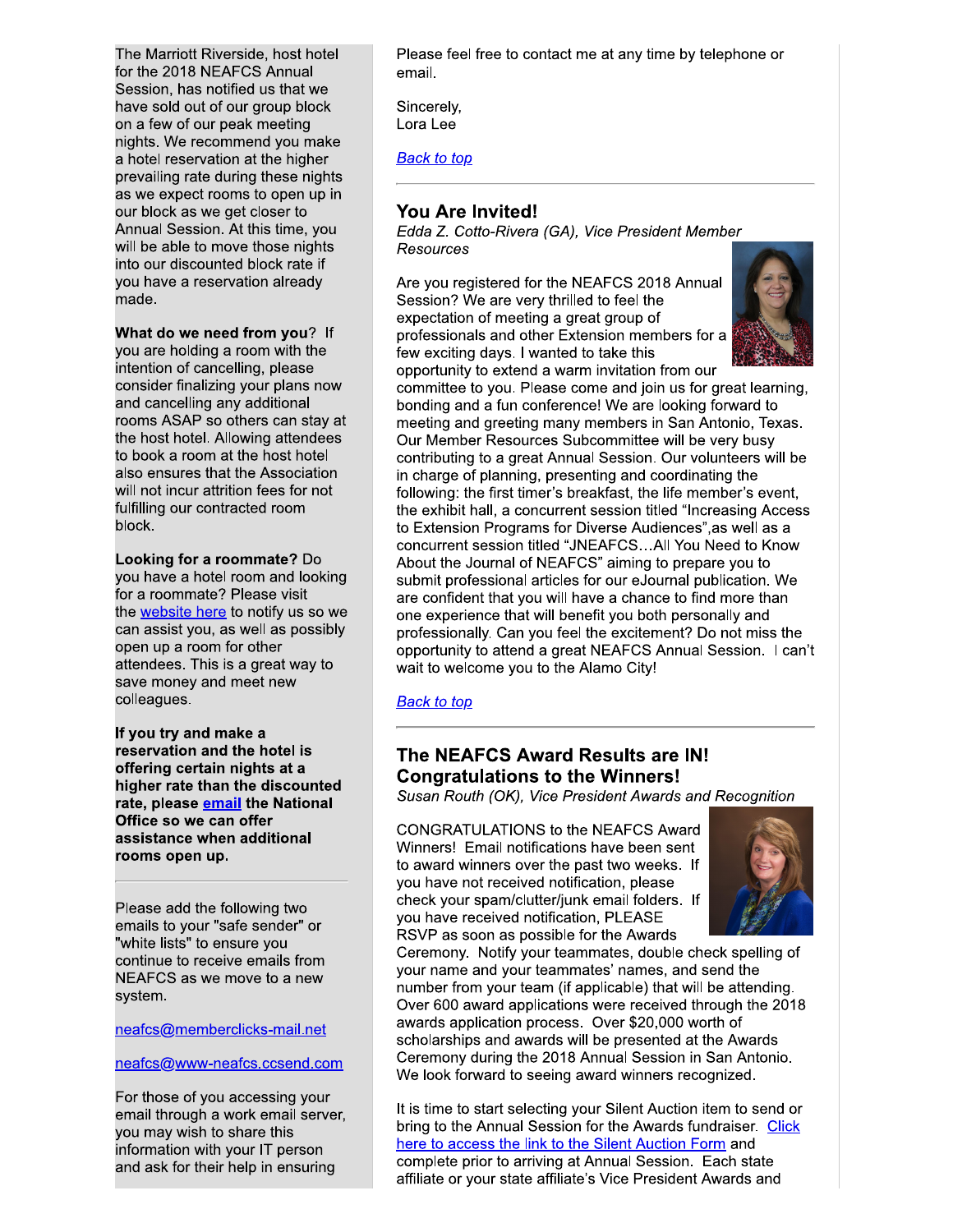The Marriott Riverside, host hotel for the 2018 NEAFCS Annual Session, has notified us that we have sold out of our group block on a few of our peak meeting nights. We recommend you make a hotel reservation at the higher prevailing rate during these nights as we expect rooms to open up in our block as we get closer to Annual Session. At this time, you will be able to move those nights into our discounted block rate if you have a reservation already made.

**What do we need from you**? If you are holding a room with the intention of cancelling, please consider finalizing your plans now and cancelling any additional rooms ASAP so others can stay at the host hotel. Allowing attendees to book a room at the host hotel also ensures that the Association will not incur attrition fees for not fulfilling our contracted room block.

**Looking for a roommate?** Do you have a hotel room and looking for a roommate? Please visit the website here to notify us so we can assist you, as well as possibly open up a room for other attendees. This is a great way to save money and meet new colleagues.

**If you try and make a reservation and the hotel is offering certain nights at a higher rate than the discounted rate, please email the National Office so we can offer assistance when additional rooms open up.**

---

Please add the following two emails to your "safe sender" or "white lists" to ensure you continue to receive emails from NEAFCS as we move to a new system.

neafcs@memberclicks-mail.net

neafcs@www-neafcs.ccsend.com

For those of you accessing your email through a work email server, you may wish to share this information with your IT person and ask for their help in ensuring

Please feel free to contact me at any time by telephone or email.

Sincerely,
Lora Lee

*Back to top*

---

## You Are Invited!

*Edda Z. Cotto-Rivera (GA), Vice President Member Resources*

Are you registered for the NEAFCS 2018 Annual Session? We are very thrilled to feel the expectation of meeting a great group of professionals and other Extension members for a few exciting days. I wanted to take this opportunity to extend a warm invitation from our committee to you. Please come and join us for great learning, bonding and a fun conference! We are looking forward to meeting and greeting many members in San Antonio, Texas. Our Member Resources Subcommittee will be very busy contributing to a great Annual Session. Our volunteers will be in charge of planning, presenting and coordinating the following: the first timer's breakfast, the life member's event, the exhibit hall, a concurrent session titled "Increasing Access to Extension Programs for Diverse Audiences",as well as a concurrent session titled "JNEAFCS…All You Need to Know About the Journal of NEAFCS" aiming to prepare you to submit professional articles for our eJournal publication. We are confident that you will have a chance to find more than one experience that will benefit you both personally and professionally. Can you feel the excitement? Do not miss the opportunity to attend a great NEAFCS Annual Session. I can't wait to welcome you to the Alamo City!

*Back to top*

---

## The NEAFCS Award Results are IN! Congratulations to the Winners!

*Susan Routh (OK), Vice President Awards and Recognition*

CONGRATULATIONS to the NEAFCS Award Winners! Email notifications have been sent to award winners over the past two weeks. If you have not received notification, please check your spam/clutter/junk email folders. If you have received notification, PLEASE RSVP as soon as possible for the Awards Ceremony. Notify your teammates, double check spelling of your name and your teammates' names, and send the number from your team (if applicable) that will be attending. Over 600 award applications were received through the 2018 awards application process. Over $20,000 worth of scholarships and awards will be presented at the Awards Ceremony during the 2018 Annual Session in San Antonio. We look forward to seeing award winners recognized.

It is time to start selecting your Silent Auction item to send or bring to the Annual Session for the Awards fundraiser. Click here to access the link to the Silent Auction Form and complete prior to arriving at Annual Session. Each state affiliate or your state affiliate's Vice President Awards and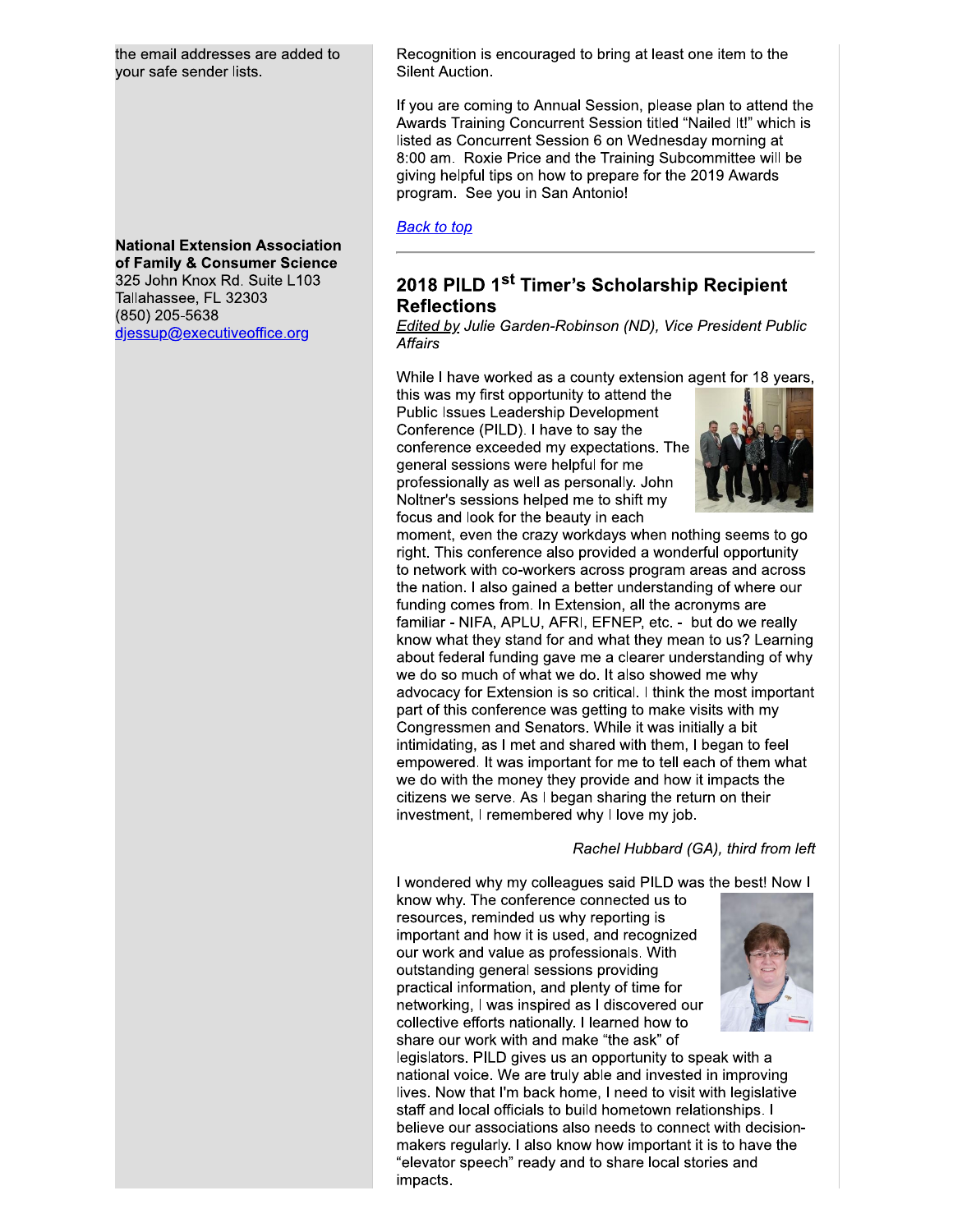the email addresses are added to your safe sender lists.

**National Extension Association of Family & Consumer Science**
325 John Knox Rd. Suite L103
Tallahassee, FL 32303
(850) 205-5638
djessup@executiveoffice.org

Recognition is encouraged to bring at least one item to the Silent Auction.

If you are coming to Annual Session, please plan to attend the Awards Training Concurrent Session titled "Nailed It!" which is listed as Concurrent Session 6 on Wednesday morning at 8:00 am. Roxie Price and the Training Subcommittee will be giving helpful tips on how to prepare for the 2019 Awards program. See you in San Antonio!

Back to top

## 2018 PILD 1st Timer's Scholarship Recipient Reflections

*Edited by Julie Garden-Robinson (ND), Vice President Public Affairs*

While I have worked as a county extension agent for 18 years, this was my first opportunity to attend the Public Issues Leadership Development Conference (PILD). I have to say the conference exceeded my expectations. The general sessions were helpful for me professionally as well as personally. John Noltner's sessions helped me to shift my focus and look for the beauty in each moment, even the crazy workdays when nothing seems to go right. This conference also provided a wonderful opportunity to network with co-workers across program areas and across the nation. I also gained a better understanding of where our funding comes from. In Extension, all the acronyms are familiar - NIFA, APLU, AFRI, EFNEP, etc. - but do we really know what they stand for and what they mean to us? Learning about federal funding gave me a clearer understanding of why we do so much of what we do. It also showed me why advocacy for Extension is so critical. I think the most important part of this conference was getting to make visits with my Congressmen and Senators. While it was initially a bit intimidating, as I met and shared with them, I began to feel empowered. It was important for me to tell each of them what we do with the money they provide and how it impacts the citizens we serve. As I began sharing the return on their investment, I remembered why I love my job.

*Rachel Hubbard (GA), third from left*

I wondered why my colleagues said PILD was the best! Now I know why. The conference connected us to resources, reminded us why reporting is important and how it is used, and recognized our work and value as professionals. With outstanding general sessions providing practical information, and plenty of time for networking, I was inspired as I discovered our collective efforts nationally. I learned how to share our work with and make "the ask" of legislators. PILD gives us an opportunity to speak with a national voice. We are truly able and invested in improving lives. Now that I'm back home, I need to visit with legislative staff and local officials to build hometown relationships. I believe our associations also needs to connect with decision-makers regularly. I also know how important it is to have the "elevator speech" ready and to share local stories and impacts.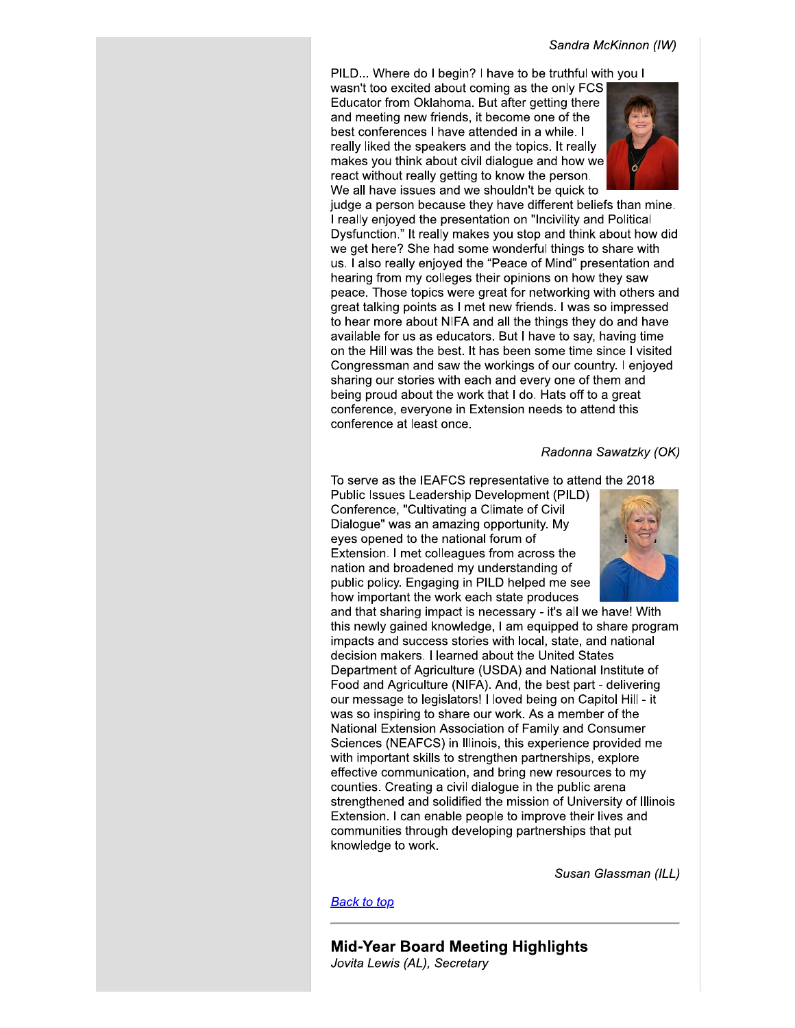*Sandra McKinnon (IW)*

PILD... Where do I begin? I have to be truthful with you I wasn't too excited about coming as the only FCS Educator from Oklahoma. But after getting there and meeting new friends, it become one of the best conferences I have attended in a while. I really liked the speakers and the topics. It really makes you think about civil dialogue and how we react without really getting to know the person. We all have issues and we shouldn't be quick to judge a person because they have different beliefs than mine. I really enjoyed the presentation on "Incivility and Political Dysfunction." It really makes you stop and think about how did we get here? She had some wonderful things to share with us. I also really enjoyed the "Peace of Mind" presentation and hearing from my colleges their opinions on how they saw peace. Those topics were great for networking with others and great talking points as I met new friends. I was so impressed to hear more about NIFA and all the things they do and have available for us as educators. But I have to say, having time on the Hill was the best. It has been some time since I visited Congressman and saw the workings of our country. I enjoyed sharing our stories with each and every one of them and being proud about the work that I do. Hats off to a great conference, everyone in Extension needs to attend this conference at least once.

*Radonna Sawatzky (OK)*

To serve as the IEAFCS representative to attend the 2018 Public Issues Leadership Development (PILD) Conference, "Cultivating a Climate of Civil Dialogue" was an amazing opportunity. My eyes opened to the national forum of Extension. I met colleagues from across the nation and broadened my understanding of public policy. Engaging in PILD helped me see how important the work each state produces and that sharing impact is necessary - it's all we have! With this newly gained knowledge, I am equipped to share program impacts and success stories with local, state, and national decision makers. I learned about the United States Department of Agriculture (USDA) and National Institute of Food and Agriculture (NIFA). And, the best part - delivering our message to legislators! I loved being on Capitol Hill - it was so inspiring to share our work. As a member of the National Extension Association of Family and Consumer Sciences (NEAFCS) in Illinois, this experience provided me with important skills to strengthen partnerships, explore effective communication, and bring new resources to my counties. Creating a civil dialogue in the public arena strengthened and solidified the mission of University of Illinois Extension. I can enable people to improve their lives and communities through developing partnerships that put knowledge to work.

*Susan Glassman (ILL)*

[Back to top]

---

## Mid-Year Board Meeting Highlights

*Jovita Lewis (AL), Secretary*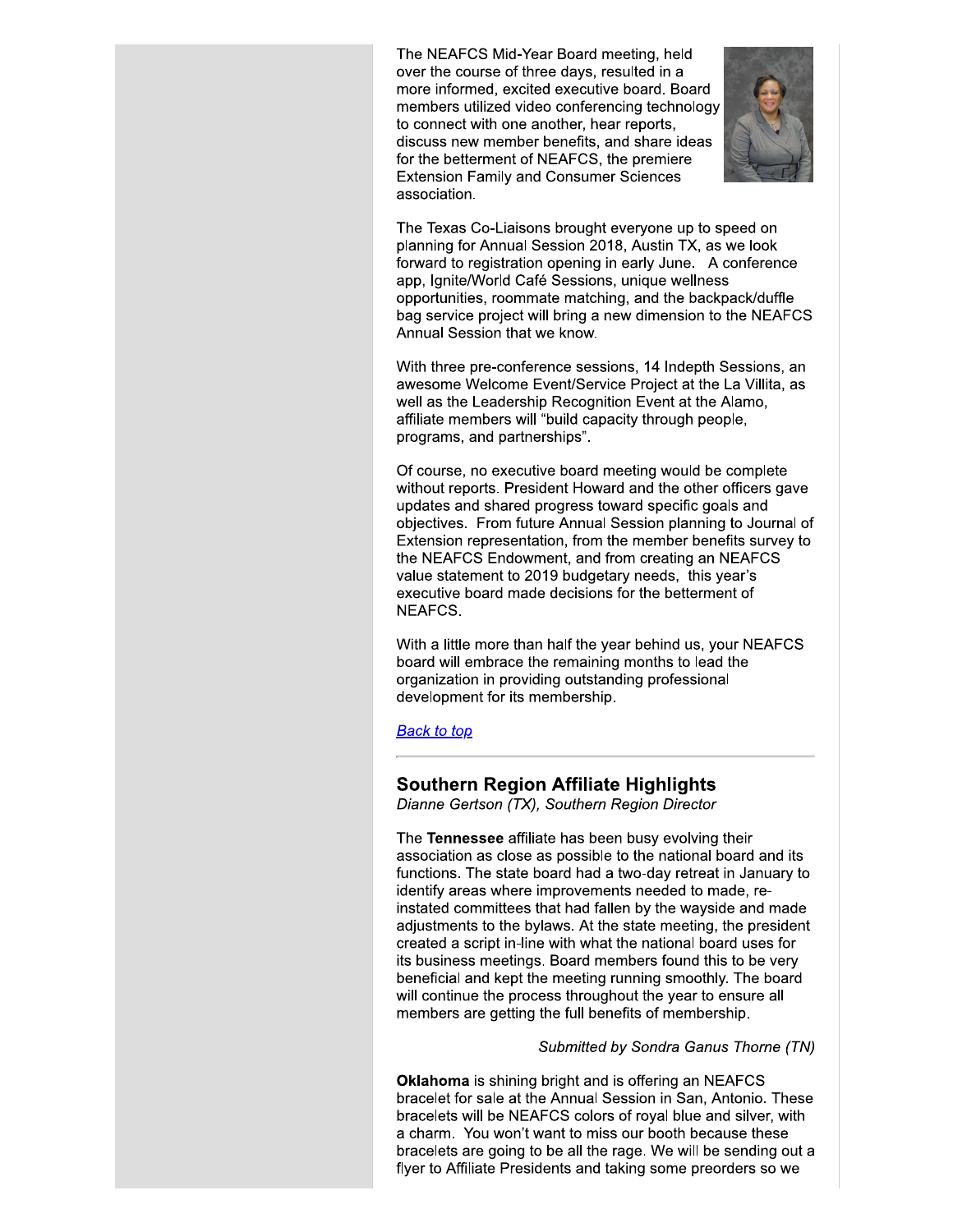The NEAFCS Mid-Year Board meeting, held over the course of three days, resulted in a more informed, excited executive board. Board members utilized video conferencing technology to connect with one another, hear reports, discuss new member benefits, and share ideas for the betterment of NEAFCS, the premiere Extension Family and Consumer Sciences association.

The Texas Co-Liaisons brought everyone up to speed on planning for Annual Session 2018, Austin TX, as we look forward to registration opening in early June. A conference app, Ignite/World Café Sessions, unique wellness opportunities, roommate matching, and the backpack/duffle bag service project will bring a new dimension to the NEAFCS Annual Session that we know.

With three pre-conference sessions, 14 Indepth Sessions, an awesome Welcome Event/Service Project at the La Villita, as well as the Leadership Recognition Event at the Alamo, affiliate members will "build capacity through people, programs, and partnerships".

Of course, no executive board meeting would be complete without reports. President Howard and the other officers gave updates and shared progress toward specific goals and objectives. From future Annual Session planning to Journal of Extension representation, from the member benefits survey to the NEAFCS Endowment, and from creating an NEAFCS value statement to 2019 budgetary needs, this year's executive board made decisions for the betterment of NEAFCS.

With a little more than half the year behind us, your NEAFCS board will embrace the remaining months to lead the organization in providing outstanding professional development for its membership.

[Back to top](#)

---

## Southern Region Affiliate Highlights

*Dianne Gertson (TX), Southern Region Director*

The **Tennessee** affiliate has been busy evolving their association as close as possible to the national board and its functions. The state board had a two-day retreat in January to identify areas where improvements needed to made, re-instated committees that had fallen by the wayside and made adjustments to the bylaws. At the state meeting, the president created a script in-line with what the national board uses for its business meetings. Board members found this to be very beneficial and kept the meeting running smoothly. The board will continue the process throughout the year to ensure all members are getting the full benefits of membership.

*Submitted by Sondra Ganus Thorne (TN)*

**Oklahoma** is shining bright and is offering an NEAFCS bracelet for sale at the Annual Session in San, Antonio. These bracelets will be NEAFCS colors of royal blue and silver, with a charm. You won't want to miss our booth because these bracelets are going to be all the rage. We will be sending out a flyer to Affiliate Presidents and taking some preorders so we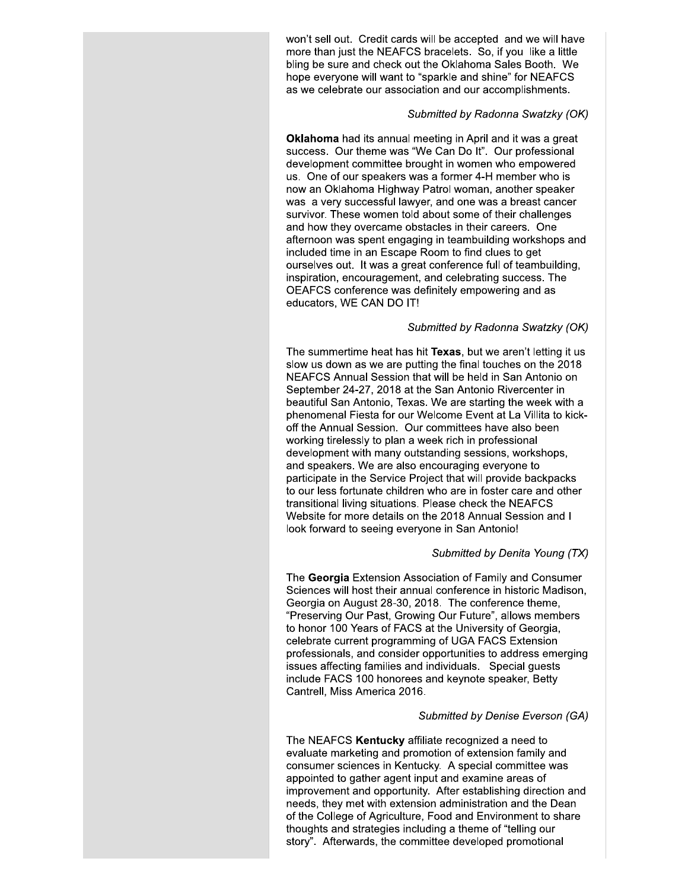won't sell out. Credit cards will be accepted and we will have more than just the NEAFCS bracelets. So, if you like a little bling be sure and check out the Oklahoma Sales Booth. We hope everyone will want to "sparkle and shine" for NEAFCS as we celebrate our association and our accomplishments.

*Submitted by Radonna Swatzky (OK)*

**Oklahoma** had its annual meeting in April and it was a great success. Our theme was "We Can Do It". Our professional development committee brought in women who empowered us. One of our speakers was a former 4-H member who is now an Oklahoma Highway Patrol woman, another speaker was a very successful lawyer, and one was a breast cancer survivor. These women told about some of their challenges and how they overcame obstacles in their careers. One afternoon was spent engaging in teambuilding workshops and included time in an Escape Room to find clues to get ourselves out. It was a great conference full of teambuilding, inspiration, encouragement, and celebrating success. The OEAFCS conference was definitely empowering and as educators, WE CAN DO IT!

*Submitted by Radonna Swatzky (OK)*

The summertime heat has hit **Texas**, but we aren't letting it us slow us down as we are putting the final touches on the 2018 NEAFCS Annual Session that will be held in San Antonio on September 24-27, 2018 at the San Antonio Rivercenter in beautiful San Antonio, Texas. We are starting the week with a phenomenal Fiesta for our Welcome Event at La Villita to kick-off the Annual Session. Our committees have also been working tirelessly to plan a week rich in professional development with many outstanding sessions, workshops, and speakers. We are also encouraging everyone to participate in the Service Project that will provide backpacks to our less fortunate children who are in foster care and other transitional living situations. Please check the NEAFCS Website for more details on the 2018 Annual Session and I look forward to seeing everyone in San Antonio!

*Submitted by Denita Young (TX)*

The **Georgia** Extension Association of Family and Consumer Sciences will host their annual conference in historic Madison, Georgia on August 28-30, 2018. The conference theme, "Preserving Our Past, Growing Our Future", allows members to honor 100 Years of FACS at the University of Georgia, celebrate current programming of UGA FACS Extension professionals, and consider opportunities to address emerging issues affecting families and individuals. Special guests include FACS 100 honorees and keynote speaker, Betty Cantrell, Miss America 2016.

*Submitted by Denise Everson (GA)*

The NEAFCS **Kentucky** affiliate recognized a need to evaluate marketing and promotion of extension family and consumer sciences in Kentucky. A special committee was appointed to gather agent input and examine areas of improvement and opportunity. After establishing direction and needs, they met with extension administration and the Dean of the College of Agriculture, Food and Environment to share thoughts and strategies including a theme of "telling our story". Afterwards, the committee developed promotional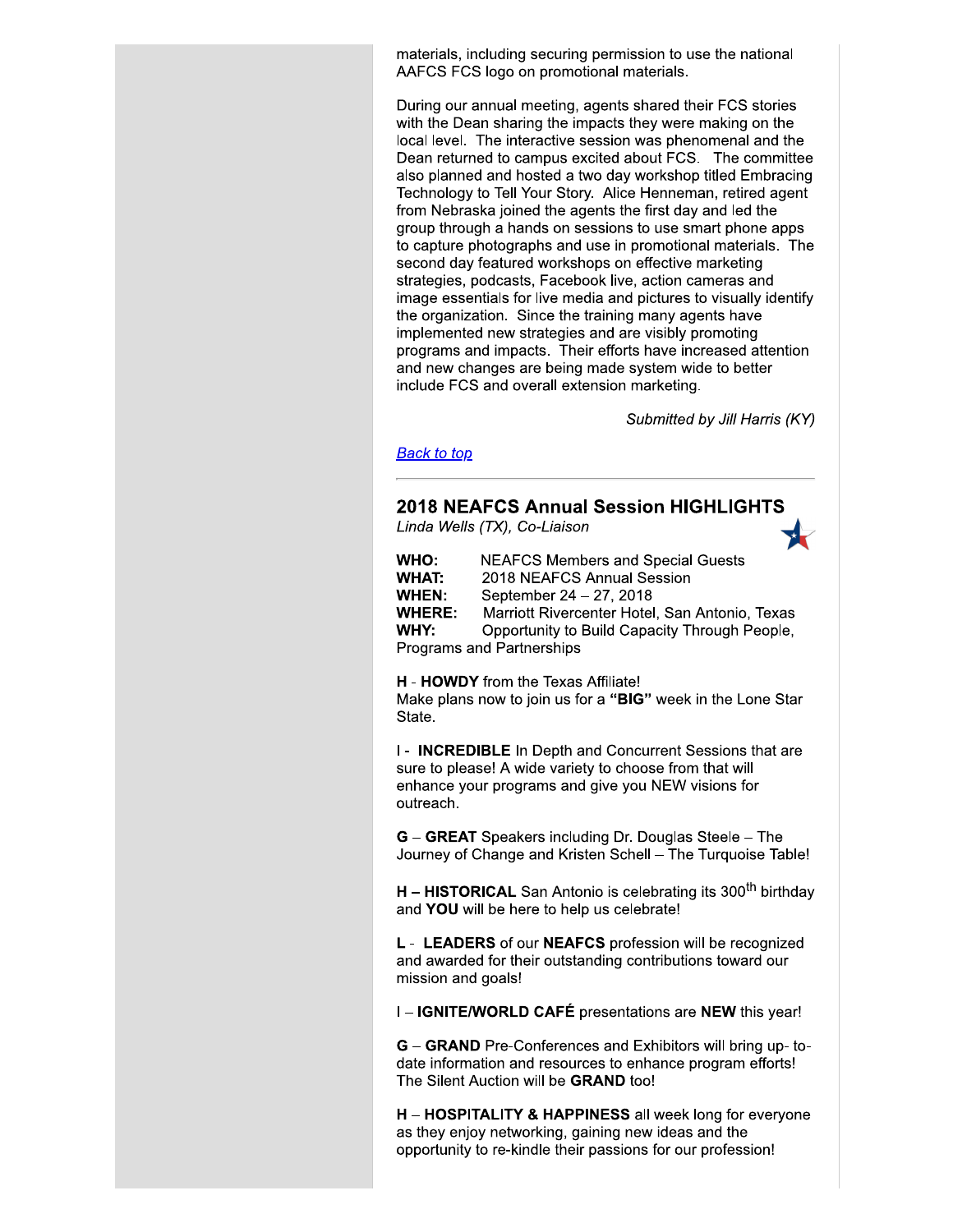materials, including securing permission to use the national AAFCS FCS logo on promotional materials.

During our annual meeting, agents shared their FCS stories with the Dean sharing the impacts they were making on the local level. The interactive session was phenomenal and the Dean returned to campus excited about FCS. The committee also planned and hosted a two day workshop titled Embracing Technology to Tell Your Story. Alice Henneman, retired agent from Nebraska joined the agents the first day and led the group through a hands on sessions to use smart phone apps to capture photographs and use in promotional materials. The second day featured workshops on effective marketing strategies, podcasts, Facebook live, action cameras and image essentials for live media and pictures to visually identify the organization. Since the training many agents have implemented new strategies and are visibly promoting programs and impacts. Their efforts have increased attention and new changes are being made system wide to better include FCS and overall extension marketing.

*Submitted by Jill Harris (KY)*

[Back to top]()

---

## 2018 NEAFCS Annual Session HIGHLIGHTS

*Linda Wells (TX), Co-Liaison*

**WHO:** NEAFCS Members and Special Guests
**WHAT:** 2018 NEAFCS Annual Session
**WHEN:** September 24 – 27, 2018
**WHERE:** Marriott Rivercenter Hotel, San Antonio, Texas
**WHY:** Opportunity to Build Capacity Through People, Programs and Partnerships

**H** - **HOWDY** from the Texas Affiliate!
Make plans now to join us for a **"BIG"** week in the Lone Star State.

**I** - **INCREDIBLE** In Depth and Concurrent Sessions that are sure to please! A wide variety to choose from that will enhance your programs and give you NEW visions for outreach.

**G** – **GREAT** Speakers including Dr. Douglas Steele – The Journey of Change and Kristen Schell – The Turquoise Table!

**H** – **HISTORICAL** San Antonio is celebrating its 300th birthday and **YOU** will be here to help us celebrate!

**L** - **LEADERS** of our **NEAFCS** profession will be recognized and awarded for their outstanding contributions toward our mission and goals!

**I** – **IGNITE/WORLD CAFÉ** presentations are **NEW** this year!

**G** – **GRAND** Pre-Conferences and Exhibitors will bring up- to-date information and resources to enhance program efforts! The Silent Auction will be **GRAND** too!

**H** – **HOSPITALITY & HAPPINESS** all week long for everyone as they enjoy networking, gaining new ideas and the opportunity to re-kindle their passions for our profession!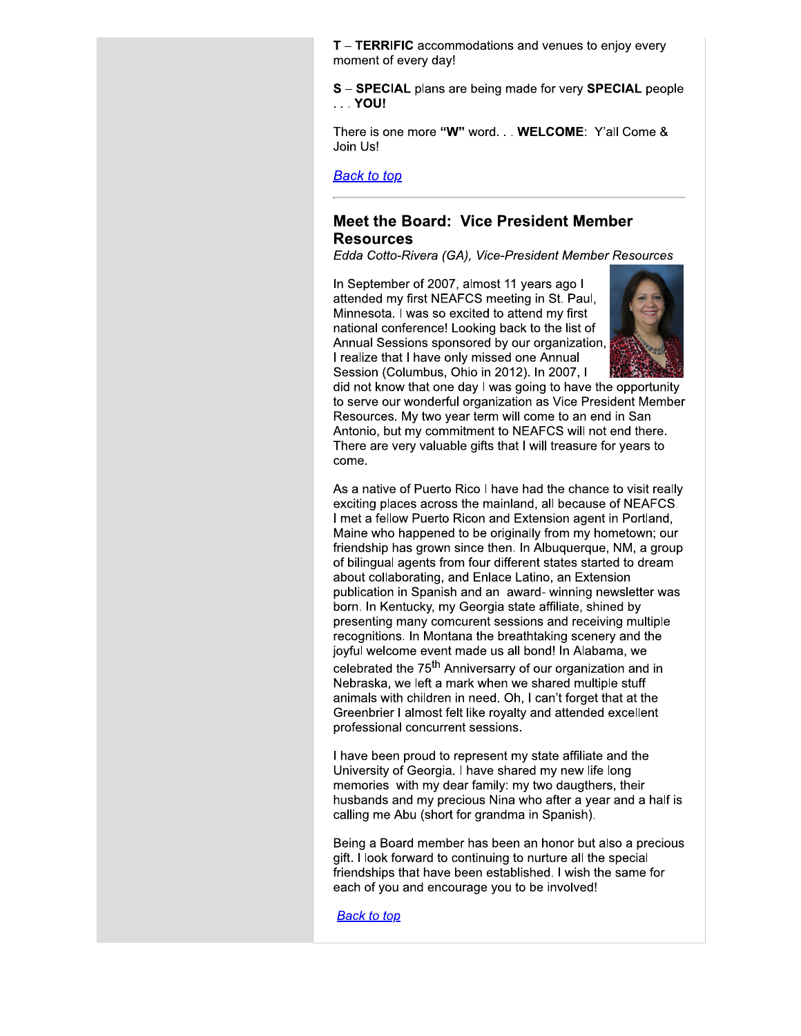**T** – **TERRIFIC** accommodations and venues to enjoy every moment of every day!

**S** – **SPECIAL** plans are being made for very **SPECIAL** people . . . **YOU!**

There is one more **"W"** word. . . **WELCOME**: Y'all Come & Join Us!

*Back to top*

---

## Meet the Board: Vice President Member Resources

*Edda Cotto-Rivera (GA), Vice-President Member Resources*

In September of 2007, almost 11 years ago I attended my first NEAFCS meeting in St. Paul, Minnesota. I was so excited to attend my first national conference! Looking back to the list of Annual Sessions sponsored by our organization, I realize that I have only missed one Annual Session (Columbus, Ohio in 2012). In 2007, I did not know that one day I was going to have the opportunity to serve our wonderful organization as Vice President Member Resources. My two year term will come to an end in San Antonio, but my commitment to NEAFCS will not end there. There are very valuable gifts that I will treasure for years to come.

As a native of Puerto Rico I have had the chance to visit really exciting places across the mainland, all because of NEAFCS. I met a fellow Puerto Rican and Extension agent in Portland, Maine who happened to be originally from my hometown; our friendship has grown since then. In Albuquerque, NM, a group of bilingual agents from four different states started to dream about collaborating, and Enlace Latino, an Extension publication in Spanish and an award- winning newsletter was born. In Kentucky, my Georgia state affiliate, shined by presenting many comcurent sessions and receiving multiple recognitions. In Montana the breathtaking scenery and the joyful welcome event made us all bond! In Alabama, we celebrated the 75th Anniversarry of our organization and in Nebraska, we left a mark when we shared multiple stuff animals with children in need. Oh, I can't forget that at the Greenbrier I almost felt like royalty and attended excellent professional concurrent sessions.

I have been proud to represent my state affiliate and the University of Georgia. I have shared my new life long memories with my dear family: my two daugthers, their husbands and my precious Nina who after a year and a half is calling me Abu (short for grandma in Spanish).

Being a Board member has been an honor but also a precious gift. I look forward to continuing to nurture all the special friendships that have been established. I wish the same for each of you and encourage you to be involved!

*Back to top*